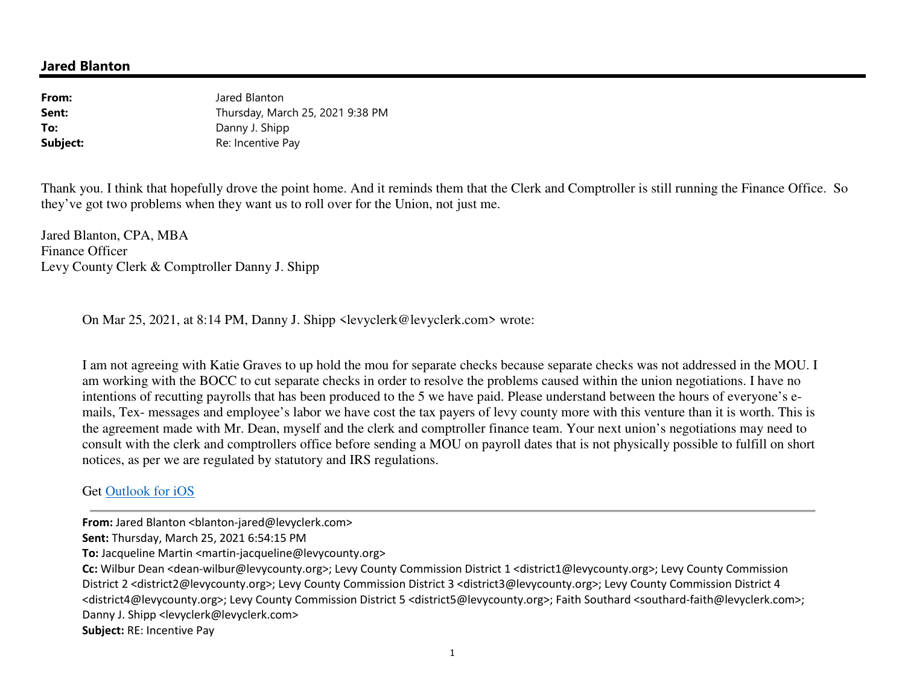## Jared Blanton

**From:** Jared Blanton
**Sent:** Thursday, March 25, 2021 9:38 PM
**To:** Danny J. Shipp
**Subject:** Re: Incentive Pay

Thank you. I think that hopefully drove the point home. And it reminds them that the Clerk and Comptroller is still running the Finance Office. So they've got two problems when they want us to roll over for the Union, not just me.

Jared Blanton, CPA, MBA
Finance Officer
Levy County Clerk & Comptroller Danny J. Shipp

> On Mar 25, 2021, at 8:14 PM, Danny J. Shipp <levyclerk@levyclerk.com> wrote:
>
> I am not agreeing with Katie Graves to up hold the mou for separate checks because separate checks was not addressed in the MOU. I am working with the BOCC to cut separate checks in order to resolve the problems caused within the union negotiations. I have no intentions of recutting payrolls that has been produced to the 5 we have paid. Please understand between the hours of everyone's e-mails, Tex- messages and employee's labor we have cost the tax payers of levy county more with this venture than it is worth. This is the agreement made with Mr. Dean, myself and the clerk and comptroller finance team. Your next union's negotiations may need to consult with the clerk and comptrollers office before sending a MOU on payroll dates that is not physically possible to fulfill on short notices, as per we are regulated by statutory and IRS regulations.
>
> Get [Outlook for iOS]()
>
> ---
>
> **From:** Jared Blanton <blanton-jared@levyclerk.com>
> **Sent:** Thursday, March 25, 2021 6:54:15 PM
> **To:** Jacqueline Martin <martin-jacqueline@levycounty.org>
> **Cc:** Wilbur Dean <dean-wilbur@levycounty.org>; Levy County Commission District 1 <district1@levycounty.org>; Levy County Commission District 2 <district2@levycounty.org>; Levy County Commission District 3 <district3@levycounty.org>; Levy County Commission District 4 <district4@levycounty.org>; Levy County Commission District 5 <district5@levycounty.org>; Faith Southard <southard-faith@levyclerk.com>; Danny J. Shipp <levyclerk@levyclerk.com>
> **Subject:** RE: Incentive Pay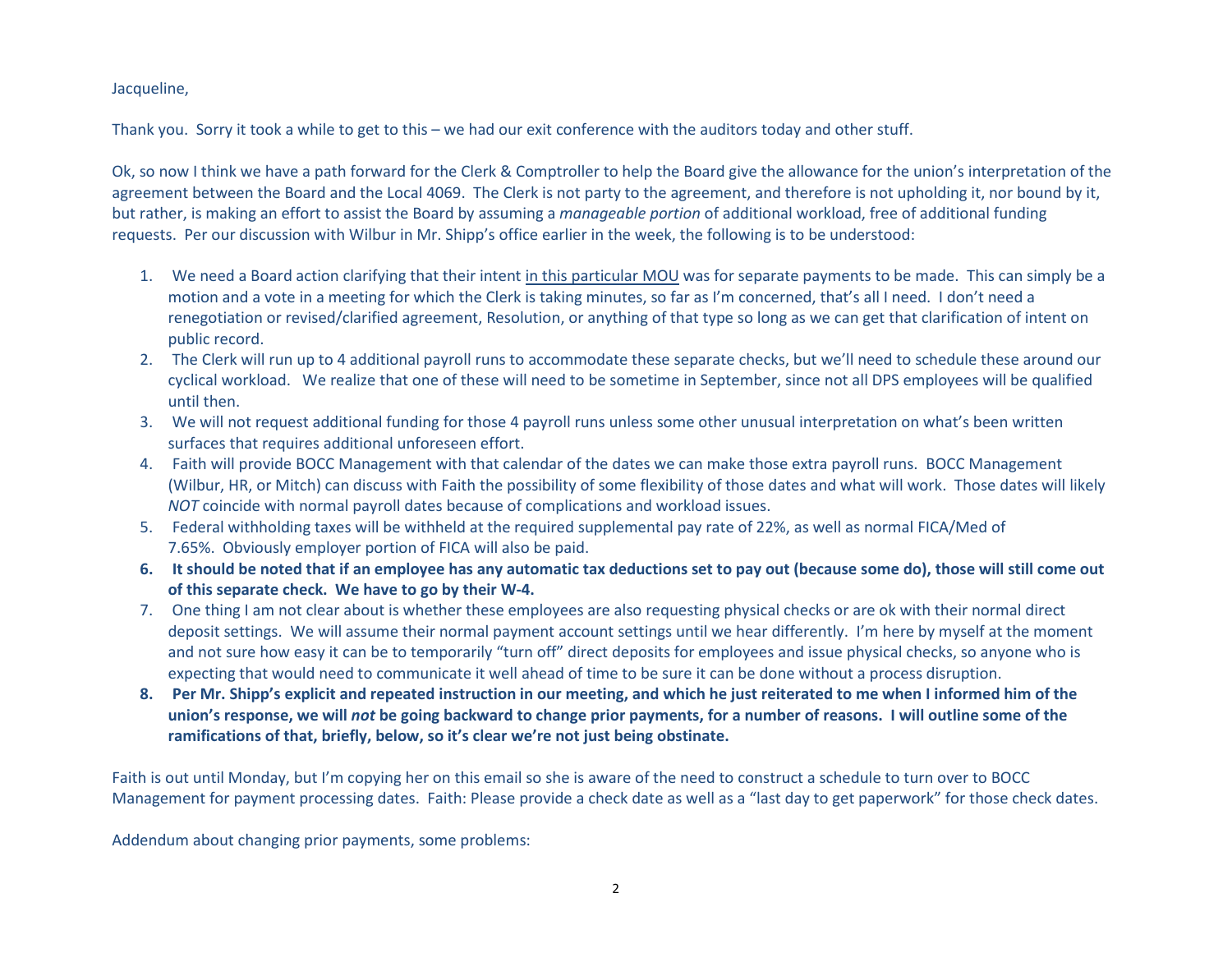Jacqueline,

Thank you. Sorry it took a while to get to this – we had our exit conference with the auditors today and other stuff.

Ok, so now I think we have a path forward for the Clerk & Comptroller to help the Board give the allowance for the union's interpretation of the agreement between the Board and the Local 4069. The Clerk is not party to the agreement, and therefore is not upholding it, nor bound by it, but rather, is making an effort to assist the Board by assuming a *manageable portion* of additional workload, free of additional funding requests. Per our discussion with Wilbur in Mr. Shipp's office earlier in the week, the following is to be understood:

1. We need a Board action clarifying that their intent <u>in this particular MOU</u> was for separate payments to be made. This can simply be a motion and a vote in a meeting for which the Clerk is taking minutes, so far as I'm concerned, that's all I need. I don't need a renegotiation or revised/clarified agreement, Resolution, or anything of that type so long as we can get that clarification of intent on public record.
2. The Clerk will run up to 4 additional payroll runs to accommodate these separate checks, but we'll need to schedule these around our cyclical workload. We realize that one of these will need to be sometime in September, since not all DPS employees will be qualified until then.
3. We will not request additional funding for those 4 payroll runs unless some other unusual interpretation on what's been written surfaces that requires additional unforeseen effort.
4. Faith will provide BOCC Management with that calendar of the dates we can make those extra payroll runs. BOCC Management (Wilbur, HR, or Mitch) can discuss with Faith the possibility of some flexibility of those dates and what will work. Those dates will likely *NOT* coincide with normal payroll dates because of complications and workload issues.
5. Federal withholding taxes will be withheld at the required supplemental pay rate of 22%, as well as normal FICA/Med of 7.65%. Obviously employer portion of FICA will also be paid.
6. **It should be noted that if an employee has any automatic tax deductions set to pay out (because some do), those will still come out of this separate check. We have to go by their W-4.**
7. One thing I am not clear about is whether these employees are also requesting physical checks or are ok with their normal direct deposit settings. We will assume their normal payment account settings until we hear differently. I'm here by myself at the moment and not sure how easy it can be to temporarily "turn off" direct deposits for employees and issue physical checks, so anyone who is expecting that would need to communicate it well ahead of time to be sure it can be done without a process disruption.
8. **Per Mr. Shipp's explicit and repeated instruction in our meeting, and which he just reiterated to me when I informed him of the union's response, we will *not* be going backward to change prior payments, for a number of reasons. I will outline some of the ramifications of that, briefly, below, so it's clear we're not just being obstinate.**

Faith is out until Monday, but I'm copying her on this email so she is aware of the need to construct a schedule to turn over to BOCC Management for payment processing dates. Faith: Please provide a check date as well as a "last day to get paperwork" for those check dates.

Addendum about changing prior payments, some problems: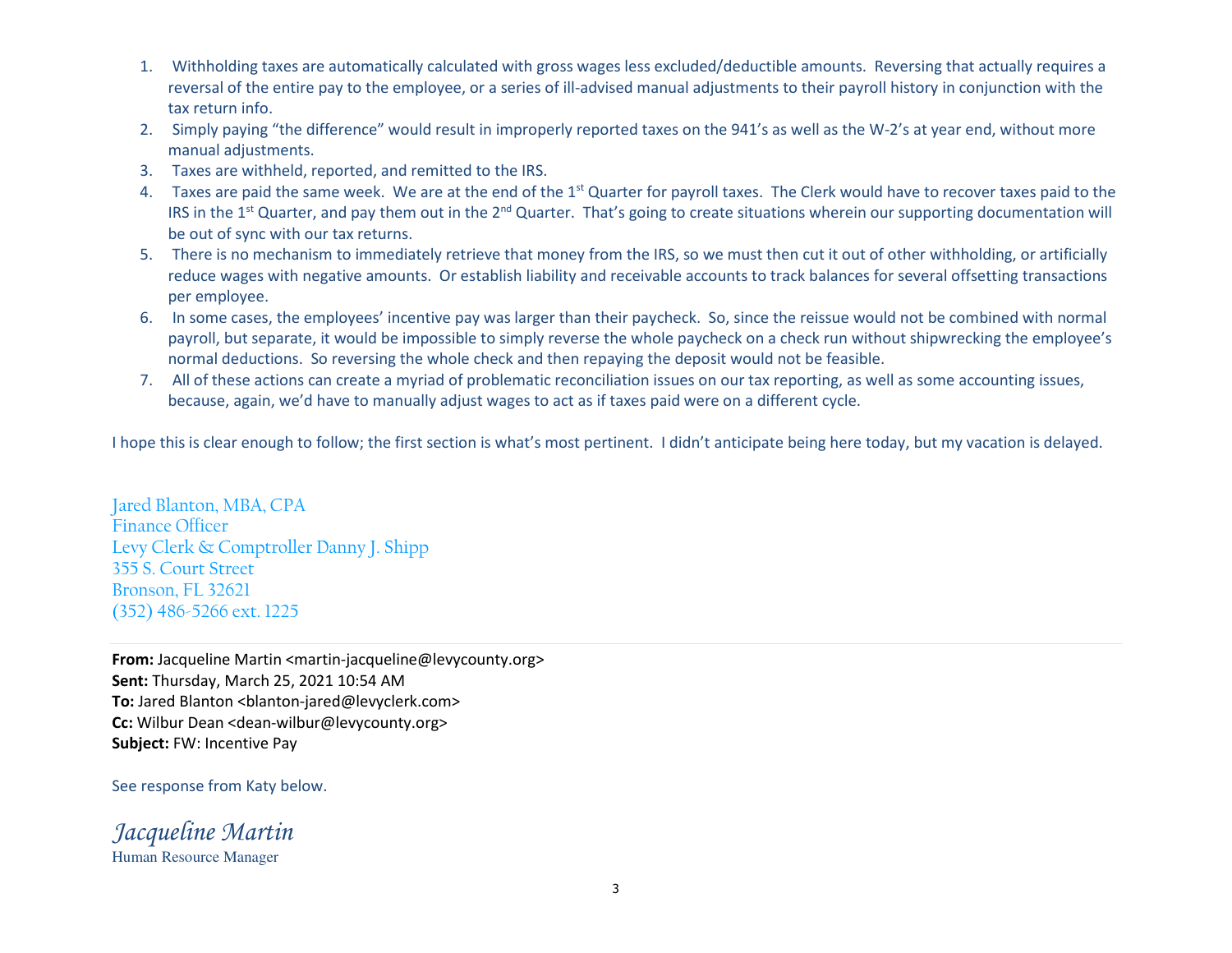1. Withholding taxes are automatically calculated with gross wages less excluded/deductible amounts. Reversing that actually requires a reversal of the entire pay to the employee, or a series of ill-advised manual adjustments to their payroll history in conjunction with the tax return info.
2. Simply paying "the difference" would result in improperly reported taxes on the 941's as well as the W-2's at year end, without more manual adjustments.
3. Taxes are withheld, reported, and remitted to the IRS.
4. Taxes are paid the same week. We are at the end of the 1st Quarter for payroll taxes. The Clerk would have to recover taxes paid to the IRS in the 1st Quarter, and pay them out in the 2nd Quarter. That's going to create situations wherein our supporting documentation will be out of sync with our tax returns.
5. There is no mechanism to immediately retrieve that money from the IRS, so we must then cut it out of other withholding, or artificially reduce wages with negative amounts. Or establish liability and receivable accounts to track balances for several offsetting transactions per employee.
6. In some cases, the employees' incentive pay was larger than their paycheck. So, since the reissue would not be combined with normal payroll, but separate, it would be impossible to simply reverse the whole paycheck on a check run without shipwrecking the employee's normal deductions. So reversing the whole check and then repaying the deposit would not be feasible.
7. All of these actions can create a myriad of problematic reconciliation issues on our tax reporting, as well as some accounting issues, because, again, we'd have to manually adjust wages to act as if taxes paid were on a different cycle.

I hope this is clear enough to follow; the first section is what's most pertinent. I didn't anticipate being here today, but my vacation is delayed.

Jared Blanton, MBA, CPA
Finance Officer
Levy Clerk & Comptroller Danny J. Shipp
355 S. Court Street
Bronson, FL 32621
(352) 486-5266 ext. 1225

---

**From:** Jacqueline Martin <martin-jacqueline@levycounty.org>
**Sent:** Thursday, March 25, 2021 10:54 AM
**To:** Jared Blanton <blanton-jared@levyclerk.com>
**Cc:** Wilbur Dean <dean-wilbur@levycounty.org>
**Subject:** FW: Incentive Pay

See response from Katy below.

*Jacqueline Martin*
Human Resource Manager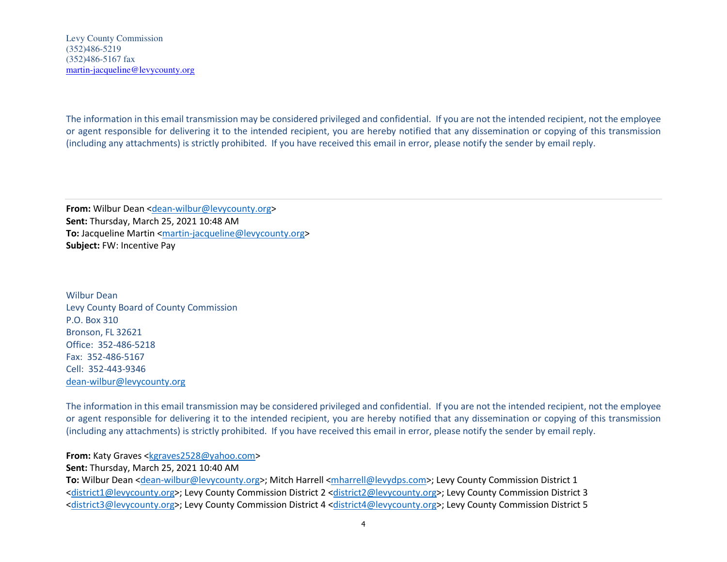Levy County Commission
(352)486-5219
(352)486-5167 fax
martin-jacqueline@levycounty.org

The information in this email transmission may be considered privileged and confidential. If you are not the intended recipient, not the employee or agent responsible for delivering it to the intended recipient, you are hereby notified that any dissemination or copying of this transmission (including any attachments) is strictly prohibited. If you have received this email in error, please notify the sender by email reply.

---

**From:** Wilbur Dean <dean-wilbur@levycounty.org>
**Sent:** Thursday, March 25, 2021 10:48 AM
**To:** Jacqueline Martin <martin-jacqueline@levycounty.org>
**Subject:** FW: Incentive Pay

Wilbur Dean
Levy County Board of County Commission
P.O. Box 310
Bronson, FL 32621
Office: 352-486-5218
Fax: 352-486-5167
Cell: 352-443-9346
dean-wilbur@levycounty.org

The information in this email transmission may be considered privileged and confidential. If you are not the intended recipient, not the employee or agent responsible for delivering it to the intended recipient, you are hereby notified that any dissemination or copying of this transmission (including any attachments) is strictly prohibited. If you have received this email in error, please notify the sender by email reply.

**From:** Katy Graves <kgraves2528@yahoo.com>
**Sent:** Thursday, March 25, 2021 10:40 AM
**To:** Wilbur Dean <dean-wilbur@levycounty.org>; Mitch Harrell <mharrell@levydps.com>; Levy County Commission District 1 <district1@levycounty.org>; Levy County Commission District 2 <district2@levycounty.org>; Levy County Commission District 3 <district3@levycounty.org>; Levy County Commission District 4 <district4@levycounty.org>; Levy County Commission District 5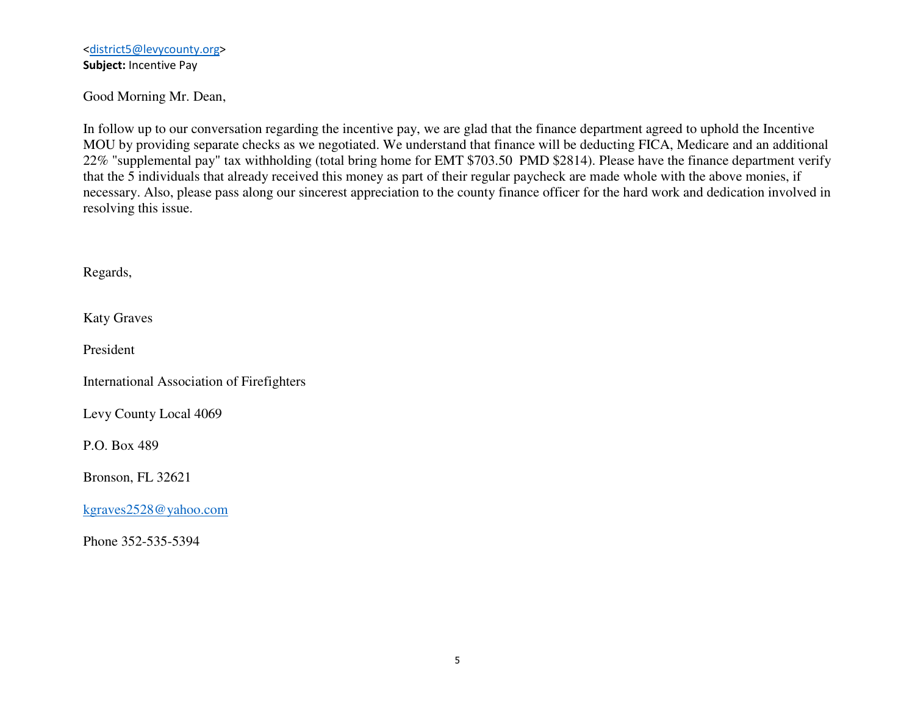<district5@levycounty.org>
**Subject:** Incentive Pay

Good Morning Mr. Dean,

In follow up to our conversation regarding the incentive pay, we are glad that the finance department agreed to uphold the Incentive MOU by providing separate checks as we negotiated. We understand that finance will be deducting FICA, Medicare and an additional 22% "supplemental pay" tax withholding (total bring home for EMT $703.50 PMD $2814). Please have the finance department verify that the 5 individuals that already received this money as part of their regular paycheck are made whole with the above monies, if necessary. Also, please pass along our sincerest appreciation to the county finance officer for the hard work and dedication involved in resolving this issue.

Regards,

Katy Graves

President

International Association of Firefighters

Levy County Local 4069

P.O. Box 489

Bronson, FL 32621

kgraves2528@yahoo.com

Phone 352-535-5394